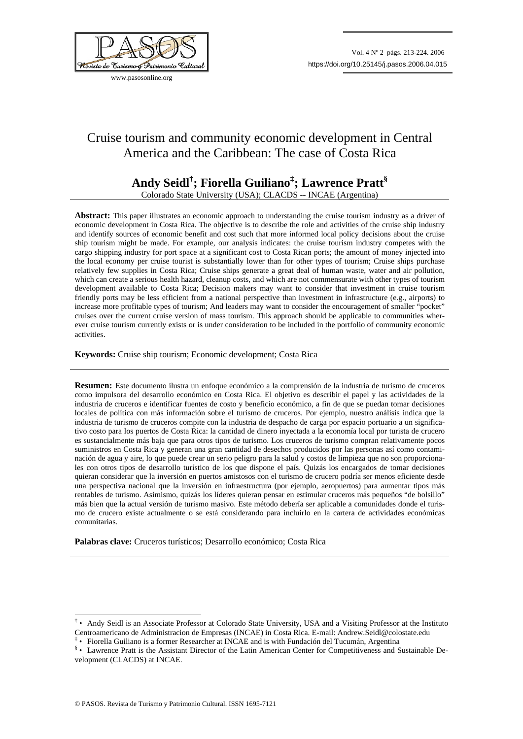# Cruise tourism and community economic development in Central America and the Caribbean: The case of Costa Rica

**Andy Seidl[†]; Fiorella Guiliano[‡]; Lawrence Pratt[§]**

Colorado State University (USA); CLACDS -- INCAE (Argentina)

**Abstract:** This paper illustrates an economic approach to understanding the cruise tourism industry as a driver of economic development in Costa Rica. The objective is to describe the role and activities of the cruise ship industry and identify sources of economic benefit and cost such that more informed local policy decisions about the cruise ship tourism might be made. For example, our analysis indicates: the cruise tourism industry competes with the cargo shipping industry for port space at a significant cost to Costa Rican ports; the amount of money injected into the local economy per cruise tourist is substantially lower than for other types of tourism; Cruise ships purchase relatively few supplies in Costa Rica; Cruise ships generate a great deal of human waste, water and air pollution, which can create a serious health hazard, cleanup costs, and which are not commensurate with other types of tourism development available to Costa Rica; Decision makers may want to consider that investment in cruise tourism friendly ports may be less efficient from a national perspective than investment in infrastructure (e.g., airports) to increase more profitable types of tourism; And leaders may want to consider the encouragement of smaller "pocket" cruises over the current cruise version of mass tourism. This approach should be applicable to communities wherever cruise tourism currently exists or is under consideration to be included in the portfolio of community economic activities.

**Keywords:** Cruise ship tourism; Economic development; Costa Rica

**Resumen:** Este documento ilustra un enfoque económico a la comprensión de la industria de turismo de cruceros como impulsora del desarrollo económico en Costa Rica. El objetivo es describir el papel y las actividades de la industria de cruceros e identificar fuentes de costo y beneficio económico, a fin de que se puedan tomar decisiones locales de política con más información sobre el turismo de cruceros. Por ejemplo, nuestro análisis indica que la industria de turismo de cruceros compite con la industria de despacho de carga por espacio portuario a un significativo costo para los puertos de Costa Rica: la cantidad de dinero inyectada a la economía local por turista de crucero es sustancialmente más baja que para otros tipos de turismo. Los cruceros de turismo compran relativamente pocos suministros en Costa Rica y generan una gran cantidad de desechos producidos por las personas así como contaminación de agua y aire, lo que puede crear un serio peligro para la salud y costos de limpieza que no son proporcionales con otros tipos de desarrollo turístico de los que dispone el país. Quizás los encargados de tomar decisiones quieran considerar que la inversión en puertos amistosos con el turismo de crucero podría ser menos eficiente desde una perspectiva nacional que la inversión en infraestructura (por ejemplo, aeropuertos) para aumentar tipos más rentables de turismo. Asimismo, quizás los líderes quieran pensar en estimular cruceros más pequeños "de bolsillo" más bien que la actual versión de turismo masivo. Este método debería ser aplicable a comunidades donde el turismo de crucero existe actualmente o se está considerando para incluirlo en la cartera de actividades económicas comunitarias.

**Palabras clave:** Cruceros turísticos; Desarrollo económico; Costa Rica

---

[†] • Andy Seidl is an Associate Professor at Colorado State University, USA and a Visiting Professor at the Instituto Centroamericano de Administracion de Empresas (INCAE) in Costa Rica. E-mail: Andrew.Seidl@colostate.edu

[‡] • Fiorella Guiliano is a former Researcher at INCAE and is with Fundación del Tucumán, Argentina

[§] • Lawrence Pratt is the Assistant Director of the Latin American Center for Competitiveness and Sustainable Development (CLACDS) at INCAE.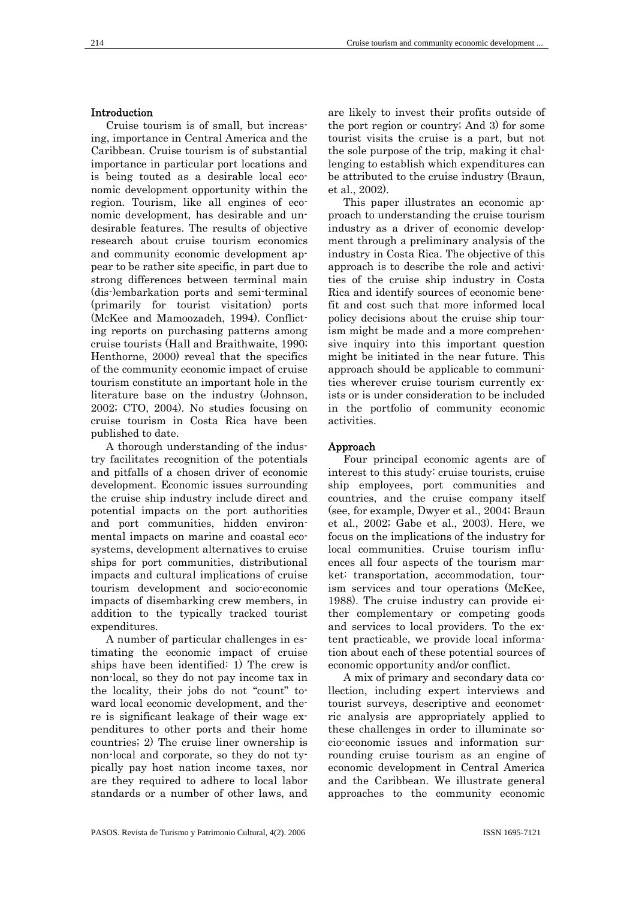## Introduction

Cruise tourism is of small, but increasing, importance in Central America and the Caribbean. Cruise tourism is of substantial importance in particular port locations and is being touted as a desirable local economic development opportunity within the region. Tourism, like all engines of economic development, has desirable and undesirable features. The results of objective research about cruise tourism economics and community economic development appear to be rather site specific, in part due to strong differences between terminal main (dis-)embarkation ports and semi-terminal (primarily for tourist visitation) ports (McKee and Mamoozadeh, 1994). Conflicting reports on purchasing patterns among cruise tourists (Hall and Braithwaite, 1990; Henthorne, 2000) reveal that the specifics of the community economic impact of cruise tourism constitute an important hole in the literature base on the industry (Johnson, 2002; CTO, 2004). No studies focusing on cruise tourism in Costa Rica have been published to date.

A thorough understanding of the industry facilitates recognition of the potentials and pitfalls of a chosen driver of economic development. Economic issues surrounding the cruise ship industry include direct and potential impacts on the port authorities and port communities, hidden environmental impacts on marine and coastal ecosystems, development alternatives to cruise ships for port communities, distributional impacts and cultural implications of cruise tourism development and socio-economic impacts of disembarking crew members, in addition to the typically tracked tourist expenditures.

A number of particular challenges in estimating the economic impact of cruise ships have been identified: 1) The crew is non-local, so they do not pay income tax in the locality, their jobs do not "count" toward local economic development, and there is significant leakage of their wage expenditures to other ports and their home countries; 2) The cruise liner ownership is non-local and corporate, so they do not typically pay host nation income taxes, nor are they required to adhere to local labor standards or a number of other laws, and are likely to invest their profits outside of the port region or country; And 3) for some tourist visits the cruise is a part, but not the sole purpose of the trip, making it challenging to establish which expenditures can be attributed to the cruise industry (Braun, et al., 2002).

This paper illustrates an economic approach to understanding the cruise tourism industry as a driver of economic development through a preliminary analysis of the industry in Costa Rica. The objective of this approach is to describe the role and activities of the cruise ship industry in Costa Rica and identify sources of economic benefit and cost such that more informed local policy decisions about the cruise ship tourism might be made and a more comprehensive inquiry into this important question might be initiated in the near future. This approach should be applicable to communities wherever cruise tourism currently exists or is under consideration to be included in the portfolio of community economic activities.

## Approach

Four principal economic agents are of interest to this study: cruise tourists, cruise ship employees, port communities and countries, and the cruise company itself (see, for example, Dwyer et al., 2004; Braun et al., 2002; Gabe et al., 2003). Here, we focus on the implications of the industry for local communities. Cruise tourism influences all four aspects of the tourism market: transportation, accommodation, tourism services and tour operations (McKee, 1988). The cruise industry can provide either complementary or competing goods and services to local providers. To the extent practicable, we provide local information about each of these potential sources of economic opportunity and/or conflict.

A mix of primary and secondary data collection, including expert interviews and tourist surveys, descriptive and econometric analysis are appropriately applied to these challenges in order to illuminate socio-economic issues and information surrounding cruise tourism as an engine of economic development in Central America and the Caribbean. We illustrate general approaches to the community economic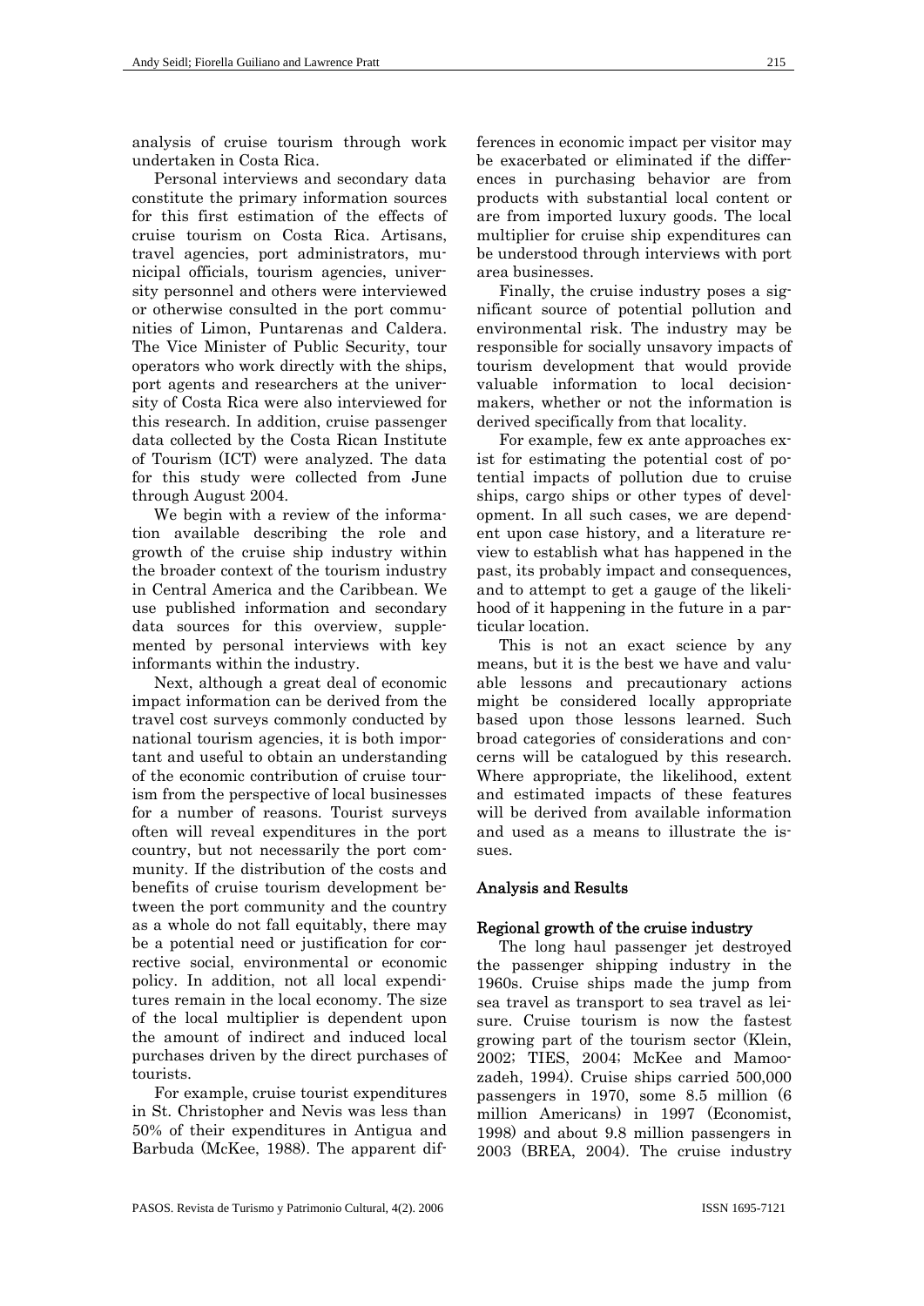analysis of cruise tourism through work undertaken in Costa Rica.

Personal interviews and secondary data constitute the primary information sources for this first estimation of the effects of cruise tourism on Costa Rica. Artisans, travel agencies, port administrators, municipal officials, tourism agencies, university personnel and others were interviewed or otherwise consulted in the port communities of Limon, Puntarenas and Caldera. The Vice Minister of Public Security, tour operators who work directly with the ships, port agents and researchers at the university of Costa Rica were also interviewed for this research. In addition, cruise passenger data collected by the Costa Rican Institute of Tourism (ICT) were analyzed. The data for this study were collected from June through August 2004.

We begin with a review of the information available describing the role and growth of the cruise ship industry within the broader context of the tourism industry in Central America and the Caribbean. We use published information and secondary data sources for this overview, supplemented by personal interviews with key informants within the industry.

Next, although a great deal of economic impact information can be derived from the travel cost surveys commonly conducted by national tourism agencies, it is both important and useful to obtain an understanding of the economic contribution of cruise tourism from the perspective of local businesses for a number of reasons. Tourist surveys often will reveal expenditures in the port country, but not necessarily the port community. If the distribution of the costs and benefits of cruise tourism development between the port community and the country as a whole do not fall equitably, there may be a potential need or justification for corrective social, environmental or economic policy. In addition, not all local expenditures remain in the local economy. The size of the local multiplier is dependent upon the amount of indirect and induced local purchases driven by the direct purchases of tourists.

For example, cruise tourist expenditures in St. Christopher and Nevis was less than 50% of their expenditures in Antigua and Barbuda (McKee, 1988). The apparent differences in economic impact per visitor may be exacerbated or eliminated if the differences in purchasing behavior are from products with substantial local content or are from imported luxury goods. The local multiplier for cruise ship expenditures can be understood through interviews with port area businesses.

Finally, the cruise industry poses a significant source of potential pollution and environmental risk. The industry may be responsible for socially unsavory impacts of tourism development that would provide valuable information to local decision-makers, whether or not the information is derived specifically from that locality.

For example, few ex ante approaches exist for estimating the potential cost of potential impacts of pollution due to cruise ships, cargo ships or other types of development. In all such cases, we are dependent upon case history, and a literature review to establish what has happened in the past, its probably impact and consequences, and to attempt to get a gauge of the likelihood of it happening in the future in a particular location.

This is not an exact science by any means, but it is the best we have and valuable lessons and precautionary actions might be considered locally appropriate based upon those lessons learned. Such broad categories of considerations and concerns will be catalogued by this research. Where appropriate, the likelihood, extent and estimated impacts of these features will be derived from available information and used as a means to illustrate the issues.

## Analysis and Results

### Regional growth of the cruise industry

The long haul passenger jet destroyed the passenger shipping industry in the 1960s. Cruise ships made the jump from sea travel as transport to sea travel as leisure. Cruise tourism is now the fastest growing part of the tourism sector (Klein, 2002; TIES, 2004; McKee and Mamoozadeh, 1994). Cruise ships carried 500,000 passengers in 1970, some 8.5 million (6 million Americans) in 1997 (Economist, 1998) and about 9.8 million passengers in 2003 (BREA, 2004). The cruise industry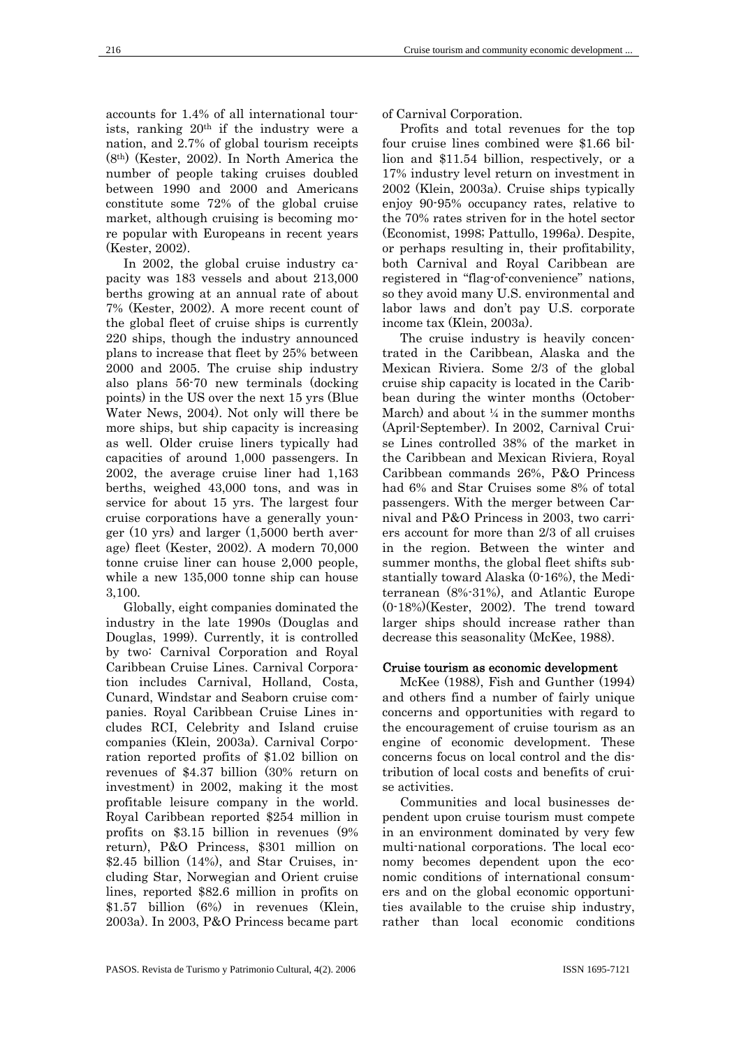accounts for 1.4% of all international tourists, ranking 20th if the industry were a nation, and 2.7% of global tourism receipts (8th) (Kester, 2002). In North America the number of people taking cruises doubled between 1990 and 2000 and Americans constitute some 72% of the global cruise market, although cruising is becoming more popular with Europeans in recent years (Kester, 2002).

In 2002, the global cruise industry capacity was 183 vessels and about 213,000 berths growing at an annual rate of about 7% (Kester, 2002). A more recent count of the global fleet of cruise ships is currently 220 ships, though the industry announced plans to increase that fleet by 25% between 2000 and 2005. The cruise ship industry also plans 56-70 new terminals (docking points) in the US over the next 15 yrs (Blue Water News, 2004). Not only will there be more ships, but ship capacity is increasing as well. Older cruise liners typically had capacities of around 1,000 passengers. In 2002, the average cruise liner had 1,163 berths, weighed 43,000 tons, and was in service for about 15 yrs. The largest four cruise corporations have a generally younger (10 yrs) and larger (1,5000 berth average) fleet (Kester, 2002). A modern 70,000 tonne cruise liner can house 2,000 people, while a new 135,000 tonne ship can house 3,100.

Globally, eight companies dominated the industry in the late 1990s (Douglas and Douglas, 1999). Currently, it is controlled by two: Carnival Corporation and Royal Caribbean Cruise Lines. Carnival Corporation includes Carnival, Holland, Costa, Cunard, Windstar and Seaborn cruise companies. Royal Caribbean Cruise Lines includes RCI, Celebrity and Island cruise companies (Klein, 2003a). Carnival Corporation reported profits of $1.02 billion on revenues of $4.37 billion (30% return on investment) in 2002, making it the most profitable leisure company in the world. Royal Caribbean reported $254 million in profits on $3.15 billion in revenues (9% return), P&O Princess, $301 million on $2.45 billion (14%), and Star Cruises, including Star, Norwegian and Orient cruise lines, reported $82.6 million in profits on $1.57 billion (6%) in revenues (Klein, 2003a). In 2003, P&O Princess became part of Carnival Corporation.

Profits and total revenues for the top four cruise lines combined were $1.66 billion and $11.54 billion, respectively, or a 17% industry level return on investment in 2002 (Klein, 2003a). Cruise ships typically enjoy 90-95% occupancy rates, relative to the 70% rates striven for in the hotel sector (Economist, 1998; Pattullo, 1996a). Despite, or perhaps resulting in, their profitability, both Carnival and Royal Caribbean are registered in "flag-of-convenience" nations, so they avoid many U.S. environmental and labor laws and don't pay U.S. corporate income tax (Klein, 2003a).

The cruise industry is heavily concentrated in the Caribbean, Alaska and the Mexican Riviera. Some 2/3 of the global cruise ship capacity is located in the Caribbean during the winter months (October-March) and about ¼ in the summer months (April-September). In 2002, Carnival Cruise Lines controlled 38% of the market in the Caribbean and Mexican Riviera, Royal Caribbean commands 26%, P&O Princess had 6% and Star Cruises some 8% of total passengers. With the merger between Carnival and P&O Princess in 2003, two carriers account for more than 2/3 of all cruises in the region. Between the winter and summer months, the global fleet shifts substantially toward Alaska (0-16%), the Mediterranean (8%-31%), and Atlantic Europe (0-18%)(Kester, 2002). The trend toward larger ships should increase rather than decrease this seasonality (McKee, 1988).

## Cruise tourism as economic development

McKee (1988), Fish and Gunther (1994) and others find a number of fairly unique concerns and opportunities with regard to the encouragement of cruise tourism as an engine of economic development. These concerns focus on local control and the distribution of local costs and benefits of cruise activities.

Communities and local businesses dependent upon cruise tourism must compete in an environment dominated by very few multi-national corporations. The local economy becomes dependent upon the economic conditions of international consumers and on the global economic opportunities available to the cruise ship industry, rather than local economic conditions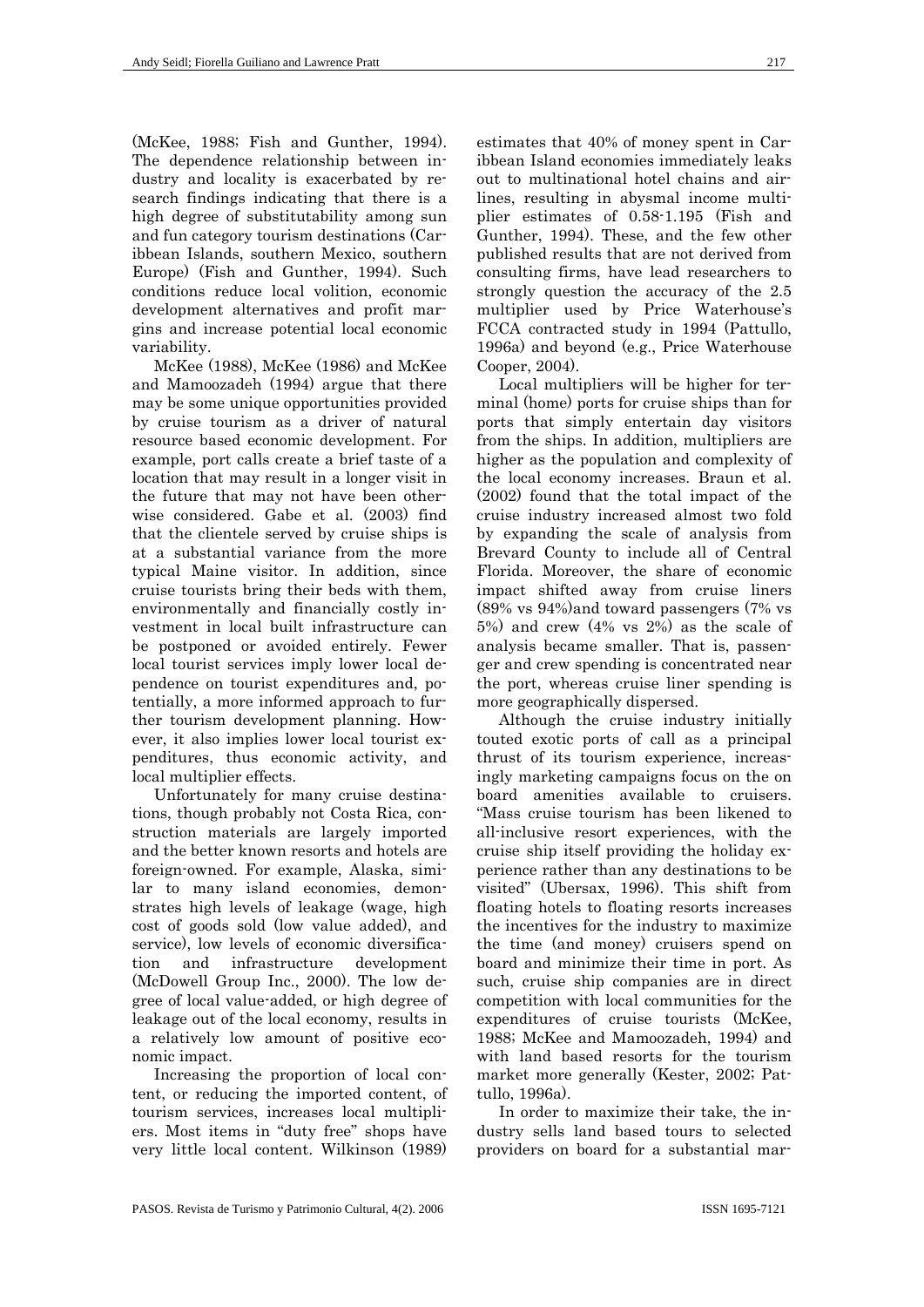(McKee, 1988; Fish and Gunther, 1994). The dependence relationship between industry and locality is exacerbated by research findings indicating that there is a high degree of substitutability among sun and fun category tourism destinations (Caribbean Islands, southern Mexico, southern Europe) (Fish and Gunther, 1994). Such conditions reduce local volition, economic development alternatives and profit margins and increase potential local economic variability.

McKee (1988), McKee (1986) and McKee and Mamoozadeh (1994) argue that there may be some unique opportunities provided by cruise tourism as a driver of natural resource based economic development. For example, port calls create a brief taste of a location that may result in a longer visit in the future that may not have been otherwise considered. Gabe et al. (2003) find that the clientele served by cruise ships is at a substantial variance from the more typical Maine visitor. In addition, since cruise tourists bring their beds with them, environmentally and financially costly investment in local built infrastructure can be postponed or avoided entirely. Fewer local tourist services imply lower local dependence on tourist expenditures and, potentially, a more informed approach to further tourism development planning. However, it also implies lower local tourist expenditures, thus economic activity, and local multiplier effects.

Unfortunately for many cruise destinations, though probably not Costa Rica, construction materials are largely imported and the better known resorts and hotels are foreign-owned. For example, Alaska, similar to many island economies, demonstrates high levels of leakage (wage, high cost of goods sold (low value added), and service), low levels of economic diversification and infrastructure development (McDowell Group Inc., 2000). The low degree of local value-added, or high degree of leakage out of the local economy, results in a relatively low amount of positive economic impact.

Increasing the proportion of local content, or reducing the imported content, of tourism services, increases local multipliers. Most items in "duty free" shops have very little local content. Wilkinson (1989) estimates that 40% of money spent in Caribbean Island economies immediately leaks out to multinational hotel chains and airlines, resulting in abysmal income multiplier estimates of 0.58-1.195 (Fish and Gunther, 1994). These, and the few other published results that are not derived from consulting firms, have lead researchers to strongly question the accuracy of the 2.5 multiplier used by Price Waterhouse's FCCA contracted study in 1994 (Pattullo, 1996a) and beyond (e.g., Price Waterhouse Cooper, 2004).

Local multipliers will be higher for terminal (home) ports for cruise ships than for ports that simply entertain day visitors from the ships. In addition, multipliers are higher as the population and complexity of the local economy increases. Braun et al. (2002) found that the total impact of the cruise industry increased almost two fold by expanding the scale of analysis from Brevard County to include all of Central Florida. Moreover, the share of economic impact shifted away from cruise liners (89% vs 94%)and toward passengers (7% vs 5%) and crew (4% vs 2%) as the scale of analysis became smaller. That is, passenger and crew spending is concentrated near the port, whereas cruise liner spending is more geographically dispersed.

Although the cruise industry initially touted exotic ports of call as a principal thrust of its tourism experience, increasingly marketing campaigns focus on the on board amenities available to cruisers. "Mass cruise tourism has been likened to all-inclusive resort experiences, with the cruise ship itself providing the holiday experience rather than any destinations to be visited" (Ubersax, 1996). This shift from floating hotels to floating resorts increases the incentives for the industry to maximize the time (and money) cruisers spend on board and minimize their time in port. As such, cruise ship companies are in direct competition with local communities for the expenditures of cruise tourists (McKee, 1988; McKee and Mamoozadeh, 1994) and with land based resorts for the tourism market more generally (Kester, 2002; Pattullo, 1996a).

In order to maximize their take, the industry sells land based tours to selected providers on board for a substantial mar-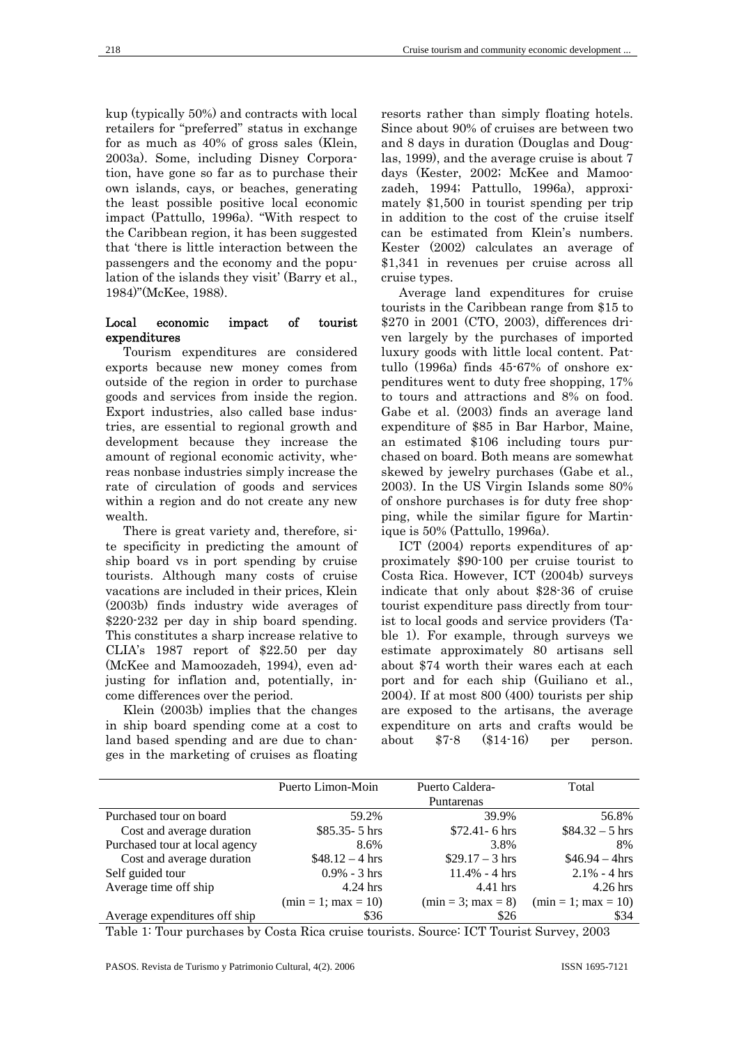kup (typically 50%) and contracts with local retailers for "preferred" status in exchange for as much as 40% of gross sales (Klein, 2003a). Some, including Disney Corporation, have gone so far as to purchase their own islands, cays, or beaches, generating the least possible positive local economic impact (Pattullo, 1996a). "With respect to the Caribbean region, it has been suggested that 'there is little interaction between the passengers and the economy and the population of the islands they visit' (Barry et al., 1984)"(McKee, 1988).

### Local economic impact of tourist expenditures

Tourism expenditures are considered exports because new money comes from outside of the region in order to purchase goods and services from inside the region. Export industries, also called base industries, are essential to regional growth and development because they increase the amount of regional economic activity, whereas nonbase industries simply increase the rate of circulation of goods and services within a region and do not create any new wealth.

There is great variety and, therefore, site specificity in predicting the amount of ship board vs in port spending by cruise tourists. Although many costs of cruise vacations are included in their prices, Klein (2003b) finds industry wide averages of \$220-232 per day in ship board spending. This constitutes a sharp increase relative to CLIA's 1987 report of \$22.50 per day (McKee and Mamoozadeh, 1994), even adjusting for inflation and, potentially, income differences over the period.

Klein (2003b) implies that the changes in ship board spending come at a cost to land based spending and are due to changes in the marketing of cruises as floating resorts rather than simply floating hotels. Since about 90% of cruises are between two and 8 days in duration (Douglas and Douglas, 1999), and the average cruise is about 7 days (Kester, 2002; McKee and Mamoozadeh, 1994; Pattullo, 1996a), approximately \$1,500 in tourist spending per trip in addition to the cost of the cruise itself can be estimated from Klein's numbers. Kester (2002) calculates an average of \$1,341 in revenues per cruise across all cruise types.

Average land expenditures for cruise tourists in the Caribbean range from \$15 to \$270 in 2001 (CTO, 2003), differences driven largely by the purchases of imported luxury goods with little local content. Pattullo (1996a) finds 45-67% of onshore expenditures went to duty free shopping, 17% to tours and attractions and 8% on food. Gabe et al. (2003) finds an average land expenditure of \$85 in Bar Harbor, Maine, an estimated \$106 including tours purchased on board. Both means are somewhat skewed by jewelry purchases (Gabe et al., 2003). In the US Virgin Islands some 80% of onshore purchases is for duty free shopping, while the similar figure for Martinique is 50% (Pattullo, 1996a).

ICT (2004) reports expenditures of approximately \$90-100 per cruise tourist to Costa Rica. However, ICT (2004b) surveys indicate that only about \$28-36 of cruise tourist expenditure pass directly from tourist to local goods and service providers (Table 1). For example, through surveys we estimate approximately 80 artisans sell about \$74 worth their wares each at each port and for each ship (Guiliano et al., 2004). If at most 800 (400) tourists per ship are exposed to the artisans, the average expenditure on arts and crafts would be about \$7-8 (\$14-16) per person.

| | Puerto Limon-Moin | Puerto Caldera-Puntarenas | Total |
|---|---|---|---|
| Purchased tour on board | 59.2% | 39.9% | 56.8% |
| Cost and average duration | \$85.35- 5 hrs | \$72.41- 6 hrs | \$84.32 – 5 hrs |
| Purchased tour at local agency | 8.6% | 3.8% | 8% |
| Cost and average duration | \$48.12 – 4 hrs | \$29.17 – 3 hrs | \$46.94 – 4hrs |
| Self guided tour | 0.9% - 3 hrs | 11.4% - 4 hrs | 2.1% - 4 hrs |
| Average time off ship | 4.24 hrs (min = 1; max = 10) | 4.41 hrs (min = 3; max = 8) | 4.26 hrs (min = 1; max = 10) |
| Average expenditures off ship | \$36 | \$26 | \$34 |

Table 1: Tour purchases by Costa Rica cruise tourists. Source: ICT Tourist Survey, 2003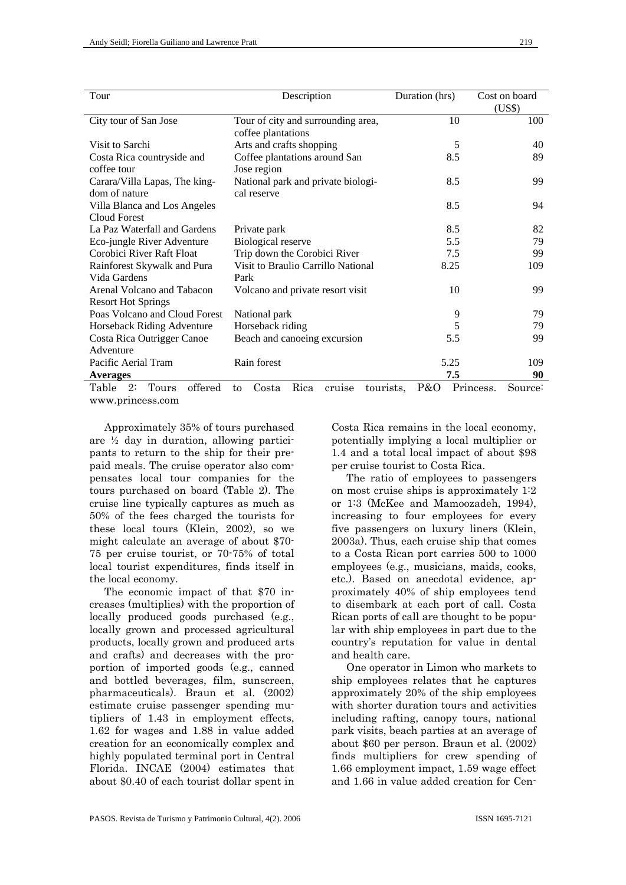| Tour | Description | Duration (hrs) | Cost on board (US$) |
|---|---|---|---|
| City tour of San Jose | Tour of city and surrounding area, coffee plantations | 10 | 100 |
| Visit to Sarchi | Arts and crafts shopping | 5 | 40 |
| Costa Rica countryside and coffee tour | Coffee plantations around San Jose region | 8.5 | 89 |
| Carara/Villa Lapas, The kingdom of nature | National park and private biological reserve | 8.5 | 99 |
| Villa Blanca and Los Angeles Cloud Forest | | 8.5 | 94 |
| La Paz Waterfall and Gardens | Private park | 8.5 | 82 |
| Eco-jungle River Adventure | Biological reserve | 5.5 | 79 |
| Corobici River Raft Float | Trip down the Corobici River | 7.5 | 99 |
| Rainforest Skywalk and Pura Vida Gardens | Visit to Braulio Carrillo National Park | 8.25 | 109 |
| Arenal Volcano and Tabacon Resort Hot Springs | Volcano and private resort visit | 10 | 99 |
| Poas Volcano and Cloud Forest | National park | 9 | 79 |
| Horseback Riding Adventure | Horseback riding | 5 | 79 |
| Costa Rica Outrigger Canoe Adventure | Beach and canoeing excursion | 5.5 | 99 |
| Pacific Aerial Tram | Rain forest | 5.25 | 109 |
| **Averages** | | **7.5** | **90** |

Table 2: Tours offered to Costa Rica cruise tourists, P&O Princess. Source: www.princess.com

Approximately 35% of tours purchased are ½ day in duration, allowing participants to return to the ship for their prepaid meals. The cruise operator also compensates local tour companies for the tours purchased on board (Table 2). The cruise line typically captures as much as 50% of the fees charged the tourists for these local tours (Klein, 2002), so we might calculate an average of about $70-75 per cruise tourist, or 70-75% of total local tourist expenditures, finds itself in the local economy.

The economic impact of that $70 increases (multiplies) with the proportion of locally produced goods purchased (e.g., locally grown and processed agricultural products, locally grown and produced arts and crafts) and decreases with the proportion of imported goods (e.g., canned and bottled beverages, film, sunscreen, pharmaceuticals). Braun et al. (2002) estimate cruise passenger spending mutipliers of 1.43 in employment effects, 1.62 for wages and 1.88 in value added creation for an economically complex and highly populated terminal port in Central Florida. INCAE (2004) estimates that about $0.40 of each tourist dollar spent in Costa Rica remains in the local economy, potentially implying a local multiplier or 1.4 and a total local impact of about $98 per cruise tourist to Costa Rica.

The ratio of employees to passengers on most cruise ships is approximately 1:2 or 1:3 (McKee and Mamoozadeh, 1994), increasing to four employees for every five passengers on luxury liners (Klein, 2003a). Thus, each cruise ship that comes to a Costa Rican port carries 500 to 1000 employees (e.g., musicians, maids, cooks, etc.). Based on anecdotal evidence, approximately 40% of ship employees tend to disembark at each port of call. Costa Rican ports of call are thought to be popular with ship employees in part due to the country's reputation for value in dental and health care.

One operator in Limon who markets to ship employees relates that he captures approximately 20% of the ship employees with shorter duration tours and activities including rafting, canopy tours, national park visits, beach parties at an average of about $60 per person. Braun et al. (2002) finds multipliers for crew spending of 1.66 employment impact, 1.59 wage effect and 1.66 in value added creation for Cen-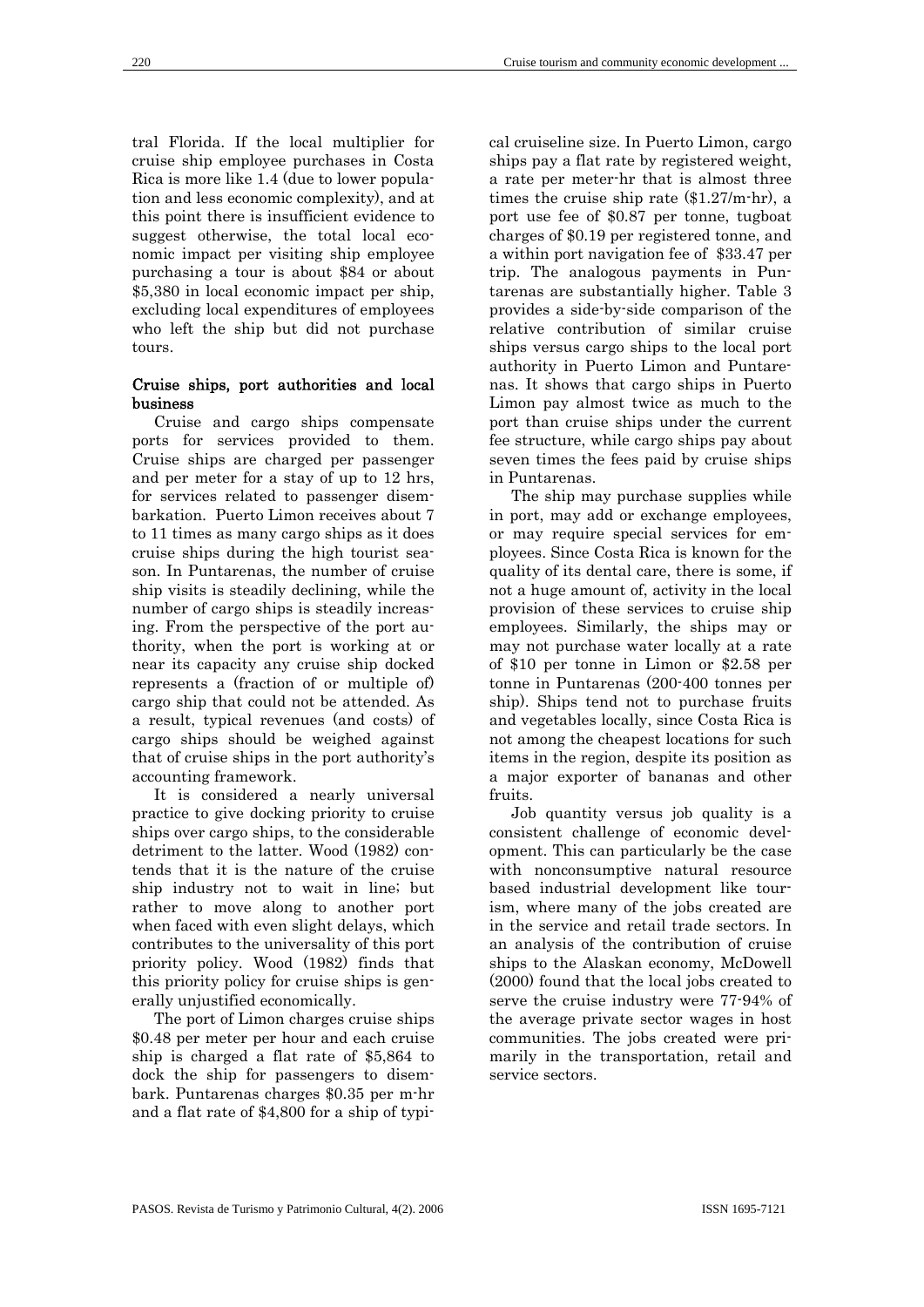tral Florida. If the local multiplier for cruise ship employee purchases in Costa Rica is more like 1.4 (due to lower population and less economic complexity), and at this point there is insufficient evidence to suggest otherwise, the total local economic impact per visiting ship employee purchasing a tour is about $84 or about $5,380 in local economic impact per ship, excluding local expenditures of employees who left the ship but did not purchase tours.

### Cruise ships, port authorities and local business

Cruise and cargo ships compensate ports for services provided to them. Cruise ships are charged per passenger and per meter for a stay of up to 12 hrs, for services related to passenger disembarkation. Puerto Limon receives about 7 to 11 times as many cargo ships as it does cruise ships during the high tourist season. In Puntarenas, the number of cruise ship visits is steadily declining, while the number of cargo ships is steadily increasing. From the perspective of the port authority, when the port is working at or near its capacity any cruise ship docked represents a (fraction of or multiple of) cargo ship that could not be attended. As a result, typical revenues (and costs) of cargo ships should be weighed against that of cruise ships in the port authority's accounting framework.

It is considered a nearly universal practice to give docking priority to cruise ships over cargo ships, to the considerable detriment to the latter. Wood (1982) contends that it is the nature of the cruise ship industry not to wait in line; but rather to move along to another port when faced with even slight delays, which contributes to the universality of this port priority policy. Wood (1982) finds that this priority policy for cruise ships is generally unjustified economically.

The port of Limon charges cruise ships $0.48 per meter per hour and each cruise ship is charged a flat rate of $5,864 to dock the ship for passengers to disembark. Puntarenas charges $0.35 per m-hr and a flat rate of $4,800 for a ship of typical cruiseline size. In Puerto Limon, cargo ships pay a flat rate by registered weight, a rate per meter-hr that is almost three times the cruise ship rate ($1.27/m-hr), a port use fee of $0.87 per tonne, tugboat charges of $0.19 per registered tonne, and a within port navigation fee of $33.47 per trip. The analogous payments in Puntarenas are substantially higher. Table 3 provides a side-by-side comparison of the relative contribution of similar cruise ships versus cargo ships to the local port authority in Puerto Limon and Puntarenas. It shows that cargo ships in Puerto Limon pay almost twice as much to the port than cruise ships under the current fee structure, while cargo ships pay about seven times the fees paid by cruise ships in Puntarenas.

The ship may purchase supplies while in port, may add or exchange employees, or may require special services for employees. Since Costa Rica is known for the quality of its dental care, there is some, if not a huge amount of, activity in the local provision of these services to cruise ship employees. Similarly, the ships may or may not purchase water locally at a rate of $10 per tonne in Limon or $2.58 per tonne in Puntarenas (200-400 tonnes per ship). Ships tend not to purchase fruits and vegetables locally, since Costa Rica is not among the cheapest locations for such items in the region, despite its position as a major exporter of bananas and other fruits.

Job quantity versus job quality is a consistent challenge of economic development. This can particularly be the case with nonconsumptive natural resource based industrial development like tourism, where many of the jobs created are in the service and retail trade sectors. In an analysis of the contribution of cruise ships to the Alaskan economy, McDowell (2000) found that the local jobs created to serve the cruise industry were 77-94% of the average private sector wages in host communities. The jobs created were primarily in the transportation, retail and service sectors.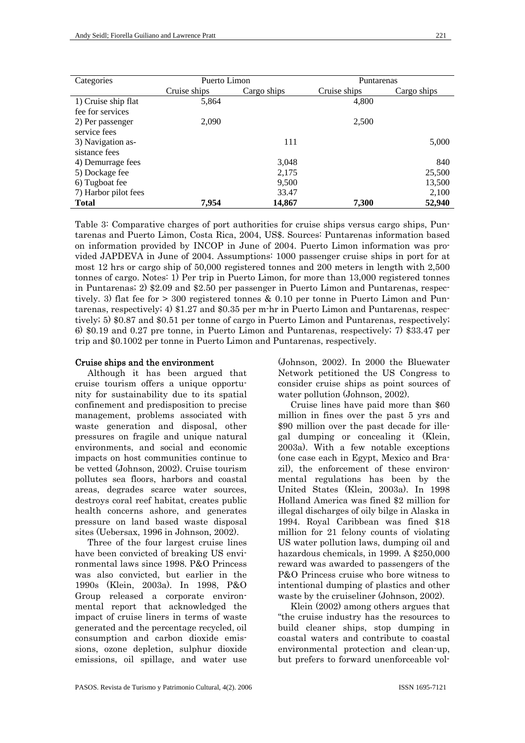| Categories | Puerto Limon | | Puntarenas | |
|---|---|---|---|---|
| | Cruise ships | Cargo ships | Cruise ships | Cargo ships |
| 1) Cruise ship flat fee for services | 5,864 | | 4,800 | |
| 2) Per passenger service fees | 2,090 | | 2,500 | |
| 3) Navigation assistance fees | | 111 | | 5,000 |
| 4) Demurrage fees | | 3,048 | | 840 |
| 5) Dockage fee | | 2,175 | | 25,500 |
| 6) Tugboat fee | | 9,500 | | 13,500 |
| 7) Harbor pilot fees | | 33.47 | | 2,100 |
| **Total** | **7,954** | **14,867** | **7,300** | **52,940** |

Table 3: Comparative charges of port authorities for cruise ships versus cargo ships, Puntarenas and Puerto Limon, Costa Rica, 2004, US$. Sources: Puntarenas information based on information provided by INCOP in June of 2004. Puerto Limon information was provided JAPDEVA in June of 2004. Assumptions: 1000 passenger cruise ships in port for at most 12 hrs or cargo ship of 50,000 registered tonnes and 200 meters in length with 2,500 tonnes of cargo. Notes: 1) Per trip in Puerto Limon, for more than 13,000 registered tonnes in Puntarenas; 2) \$2.09 and \$2.50 per passenger in Puerto Limon and Puntarenas, respectively. 3) flat fee for > 300 registered tonnes & 0.10 per tonne in Puerto Limon and Puntarenas, respectively; 4) \$1.27 and \$0.35 per m-hr in Puerto Limon and Puntarenas, respectively; 5) \$0.87 and \$0.51 per tonne of cargo in Puerto Limon and Puntarenas, respectively; 6) \$0.19 and 0.27 pre tonne, in Puerto Limon and Puntarenas, respectively; 7) \$33.47 per trip and \$0.1002 per tonne in Puerto Limon and Puntarenas, respectively.

### Cruise ships and the environment

Although it has been argued that cruise tourism offers a unique opportunity for sustainability due to its spatial confinement and predisposition to precise management, problems associated with waste generation and disposal, other pressures on fragile and unique natural environments, and social and economic impacts on host communities continue to be vetted (Johnson, 2002). Cruise tourism pollutes sea floors, harbors and coastal areas, degrades scarce water sources, destroys coral reef habitat, creates public health concerns ashore, and generates pressure on land based waste disposal sites (Uebersax, 1996 in Johnson, 2002).

Three of the four largest cruise lines have been convicted of breaking US environmental laws since 1998. P&O Princess was also convicted, but earlier in the 1990s (Klein, 2003a). In 1998, P&O Group released a corporate environmental report that acknowledged the impact of cruise liners in terms of waste generated and the percentage recycled, oil consumption and carbon dioxide emissions, ozone depletion, sulphur dioxide emissions, oil spillage, and water use (Johnson, 2002). In 2000 the Bluewater Network petitioned the US Congress to consider cruise ships as point sources of water pollution (Johnson, 2002).

Cruise lines have paid more than \$60 million in fines over the past 5 yrs and \$90 million over the past decade for illegal dumping or concealing it (Klein, 2003a). With a few notable exceptions (one case each in Egypt, Mexico and Brazil), the enforcement of these environmental regulations has been by the United States (Klein, 2003a). In 1998 Holland America was fined \$2 million for illegal discharges of oily bilge in Alaska in 1994. Royal Caribbean was fined \$18 million for 21 felony counts of violating US water pollution laws, dumping oil and hazardous chemicals, in 1999. A \$250,000 reward was awarded to passengers of the P&O Princess cruise who bore witness to intentional dumping of plastics and other waste by the cruiseliner (Johnson, 2002).

Klein (2002) among others argues that "the cruise industry has the resources to build cleaner ships, stop dumping in coastal waters and contribute to coastal environmental protection and clean-up, but prefers to forward unenforceable vol-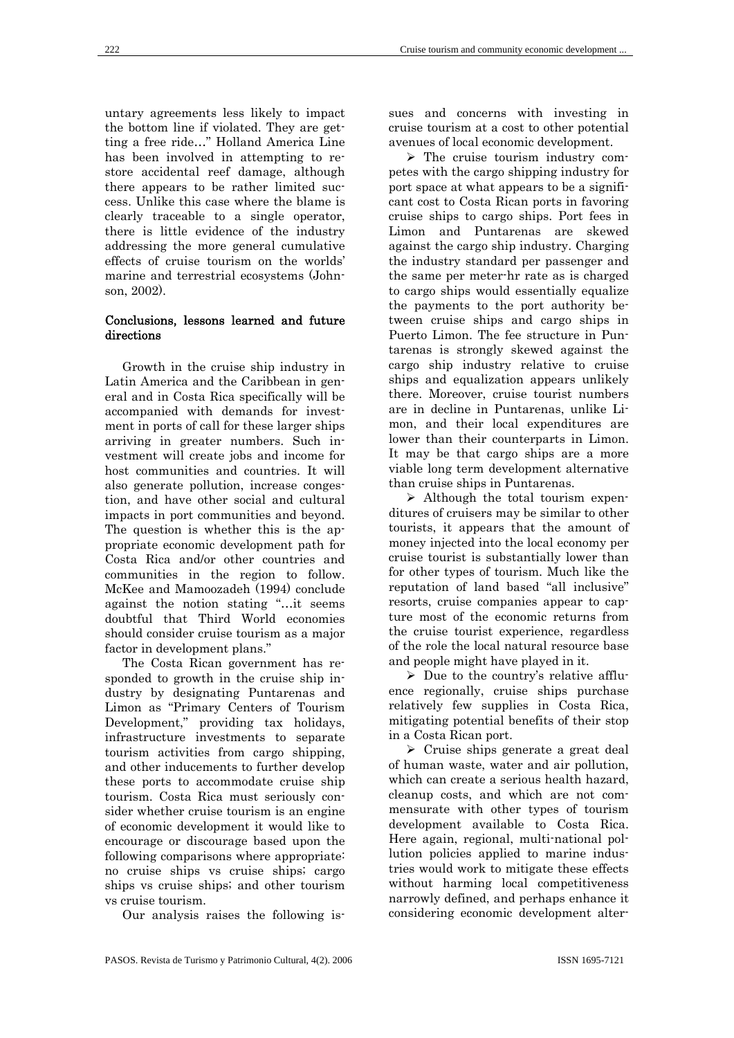untary agreements less likely to impact the bottom line if violated. They are getting a free ride…" Holland America Line has been involved in attempting to restore accidental reef damage, although there appears to be rather limited success. Unlike this case where the blame is clearly traceable to a single operator, there is little evidence of the industry addressing the more general cumulative effects of cruise tourism on the worlds' marine and terrestrial ecosystems (Johnson, 2002).

## Conclusions, lessons learned and future directions

Growth in the cruise ship industry in Latin America and the Caribbean in general and in Costa Rica specifically will be accompanied with demands for investment in ports of call for these larger ships arriving in greater numbers. Such investment will create jobs and income for host communities and countries. It will also generate pollution, increase congestion, and have other social and cultural impacts in port communities and beyond. The question is whether this is the appropriate economic development path for Costa Rica and/or other countries and communities in the region to follow. McKee and Mamoozadeh (1994) conclude against the notion stating "…it seems doubtful that Third World economies should consider cruise tourism as a major factor in development plans."

The Costa Rican government has responded to growth in the cruise ship industry by designating Puntarenas and Limon as "Primary Centers of Tourism Development," providing tax holidays, infrastructure investments to separate tourism activities from cargo shipping, and other inducements to further develop these ports to accommodate cruise ship tourism. Costa Rica must seriously consider whether cruise tourism is an engine of economic development it would like to encourage or discourage based upon the following comparisons where appropriate: no cruise ships vs cruise ships; cargo ships vs cruise ships; and other tourism vs cruise tourism.

Our analysis raises the following issues and concerns with investing in cruise tourism at a cost to other potential avenues of local economic development.

- The cruise tourism industry competes with the cargo shipping industry for port space at what appears to be a significant cost to Costa Rican ports in favoring cruise ships to cargo ships. Port fees in Limon and Puntarenas are skewed against the cargo ship industry. Charging the industry standard per passenger and the same per meter-hr rate as is charged to cargo ships would essentially equalize the payments to the port authority between cruise ships and cargo ships in Puerto Limon. The fee structure in Puntarenas is strongly skewed against the cargo ship industry relative to cruise ships and equalization appears unlikely there. Moreover, cruise tourist numbers are in decline in Puntarenas, unlike Limon, and their local expenditures are lower than their counterparts in Limon. It may be that cargo ships are a more viable long term development alternative than cruise ships in Puntarenas.
- Although the total tourism expenditures of cruisers may be similar to other tourists, it appears that the amount of money injected into the local economy per cruise tourist is substantially lower than for other types of tourism. Much like the reputation of land based "all inclusive" resorts, cruise companies appear to capture most of the economic returns from the cruise tourist experience, regardless of the role the local natural resource base and people might have played in it.
- Due to the country's relative affluence regionally, cruise ships purchase relatively few supplies in Costa Rica, mitigating potential benefits of their stop in a Costa Rican port.
- Cruise ships generate a great deal of human waste, water and air pollution, which can create a serious health hazard, cleanup costs, and which are not commensurate with other types of tourism development available to Costa Rica. Here again, regional, multi-national pollution policies applied to marine industries would work to mitigate these effects without harming local competitiveness narrowly defined, and perhaps enhance it considering economic development alter-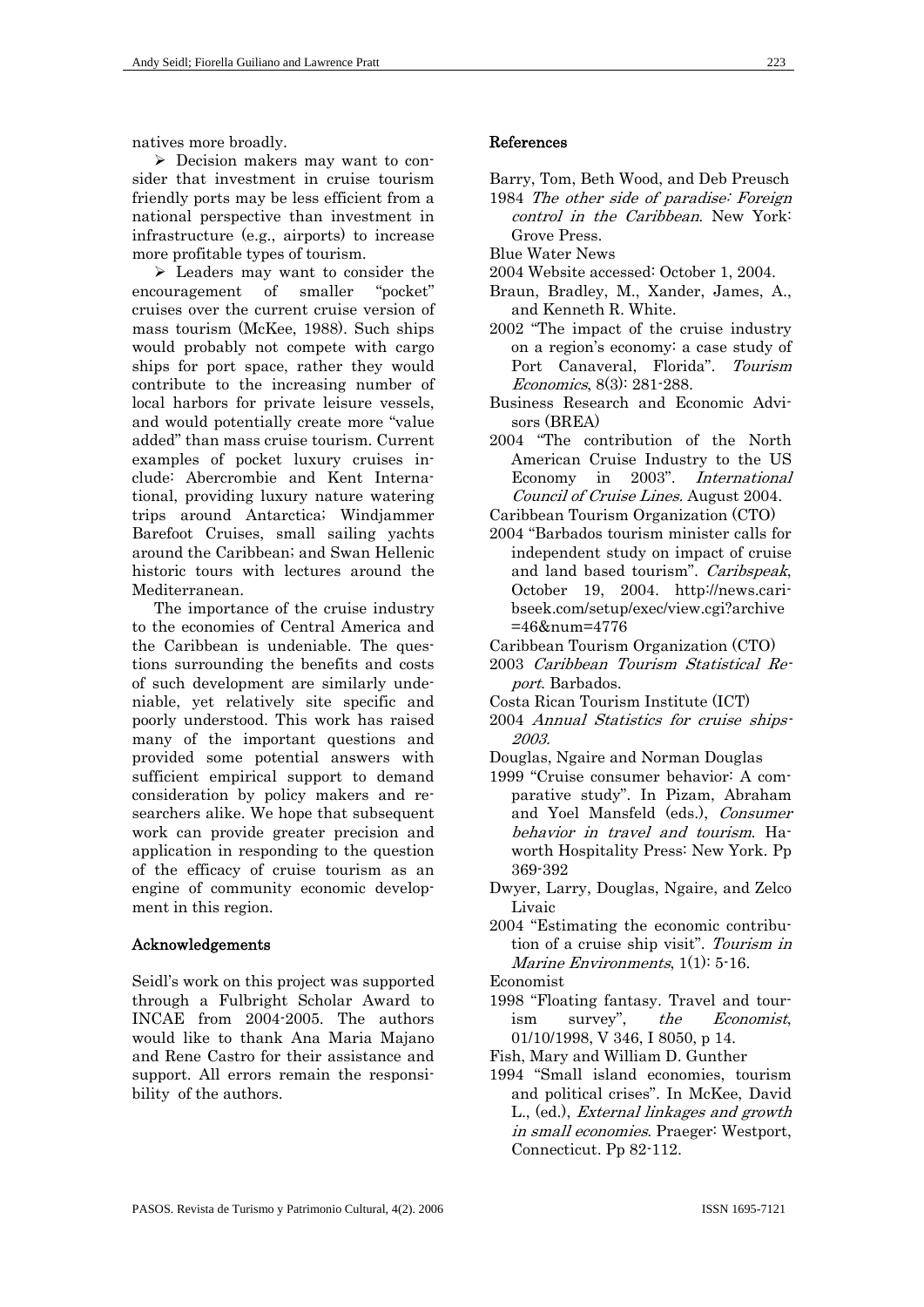natives more broadly.

- Decision makers may want to consider that investment in cruise tourism friendly ports may be less efficient from a national perspective than investment in infrastructure (e.g., airports) to increase more profitable types of tourism.
- Leaders may want to consider the encouragement of smaller "pocket" cruises over the current cruise version of mass tourism (McKee, 1988). Such ships would probably not compete with cargo ships for port space, rather they would contribute to the increasing number of local harbors for private leisure vessels, and would potentially create more "value added" than mass cruise tourism. Current examples of pocket luxury cruises include: Abercrombie and Kent International, providing luxury nature watering trips around Antarctica; Windjammer Barefoot Cruises, small sailing yachts around the Caribbean; and Swan Hellenic historic tours with lectures around the Mediterranean.

The importance of the cruise industry to the economies of Central America and the Caribbean is undeniable. The questions surrounding the benefits and costs of such development are similarly undeniable, yet relatively site specific and poorly understood. This work has raised many of the important questions and provided some potential answers with sufficient empirical support to demand consideration by policy makers and researchers alike. We hope that subsequent work can provide greater precision and application in responding to the question of the efficacy of cruise tourism as an engine of community economic development in this region.

## Acknowledgements

Seidl's work on this project was supported through a Fulbright Scholar Award to INCAE from 2004-2005. The authors would like to thank Ana Maria Majano and Rene Castro for their assistance and support. All errors remain the responsibility of the authors.

## References

Barry, Tom, Beth Wood, and Deb Preusch
1984 *The other side of paradise: Foreign control in the Caribbean*. New York: Grove Press.

Blue Water News
2004 Website accessed: October 1, 2004.

Braun, Bradley, M., Xander, James, A., and Kenneth R. White.
2002 "The impact of the cruise industry on a region's economy: a case study of Port Canaveral, Florida". *Tourism Economics*, 8(3): 281-288.

Business Research and Economic Advisors (BREA)
2004 "The contribution of the North American Cruise Industry to the US Economy in 2003". *International Council of Cruise Lines*. August 2004.

Caribbean Tourism Organization (CTO)
2004 "Barbados tourism minister calls for independent study on impact of cruise and land based tourism". *Caribspeak*, October 19, 2004. http://news.caribseek.com/setup/exec/view.cgi?archive=46&num=4776

Caribbean Tourism Organization (CTO)
2003 *Caribbean Tourism Statistical Report*. Barbados.

Costa Rican Tourism Institute (ICT)
2004 *Annual Statistics for cruise ships-2003*.

Douglas, Ngaire and Norman Douglas
1999 "Cruise consumer behavior: A comparative study". In Pizam, Abraham and Yoel Mansfeld (eds.), *Consumer behavior in travel and tourism*. Haworth Hospitality Press: New York. Pp 369-392

Dwyer, Larry, Douglas, Ngaire, and Zelco Livaic
2004 "Estimating the economic contribution of a cruise ship visit". *Tourism in Marine Environments*, 1(1): 5-16.

Economist
1998 "Floating fantasy. Travel and tourism survey", *the Economist*, 01/10/1998, V 346, I 8050, p 14.

Fish, Mary and William D. Gunther
1994 "Small island economies, tourism and political crises". In McKee, David L., (ed.), *External linkages and growth in small economies*. Praeger: Westport, Connecticut. Pp 82-112.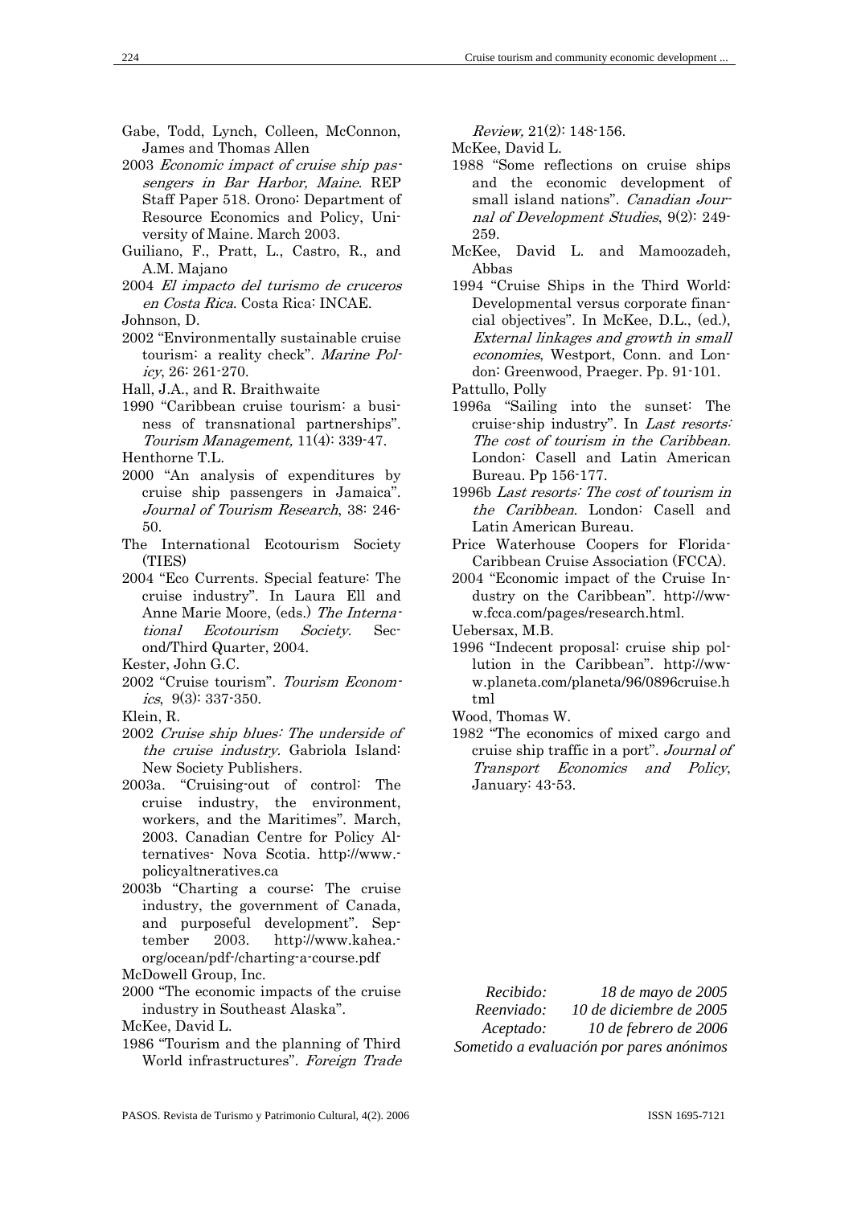Gabe, Todd, Lynch, Colleen, McConnon, James and Thomas Allen

2003 *Economic impact of cruise ship passengers in Bar Harbor, Maine*. REP Staff Paper 518. Orono: Department of Resource Economics and Policy, University of Maine. March 2003.

Guiliano, F., Pratt, L., Castro, R., and A.M. Majano

2004 *El impacto del turismo de cruceros en Costa Rica*. Costa Rica: INCAE.

Johnson, D.

2002 "Environmentally sustainable cruise tourism: a reality check". *Marine Policy*, 26: 261-270.

Hall, J.A., and R. Braithwaite

1990 "Caribbean cruise tourism: a business of transnational partnerships". *Tourism Management,* 11(4): 339-47.

Henthorne T.L.

2000 "An analysis of expenditures by cruise ship passengers in Jamaica". *Journal of Tourism Research*, 38: 246-50.

The International Ecotourism Society (TIES)

2004 "Eco Currents. Special feature: The cruise industry". In Laura Ell and Anne Marie Moore, (eds.) *The International Ecotourism Society.* Second/Third Quarter, 2004.

Kester, John G.C.

2002 "Cruise tourism". *Tourism Economics*, 9(3): 337-350.

Klein, R.

2002 *Cruise ship blues: The underside of the cruise industry.* Gabriola Island: New Society Publishers.

2003a. "Cruising-out of control: The cruise industry, the environment, workers, and the Maritimes". March, 2003. Canadian Centre for Policy Alternatives- Nova Scotia. http://www.policyaltneratives.ca

2003b "Charting a course: The cruise industry, the government of Canada, and purposeful development". September 2003. http://www.kahea.org/ocean/pdf-/charting-a-course.pdf

McDowell Group, Inc.

2000 "The economic impacts of the cruise industry in Southeast Alaska".

McKee, David L.

1986 "Tourism and the planning of Third World infrastructures". *Foreign Trade Review,* 21(2): 148-156.

McKee, David L.

1988 "Some reflections on cruise ships and the economic development of small island nations". *Canadian Journal of Development Studies*, 9(2): 249-259.

McKee, David L. and Mamoozadeh, Abbas

1994 "Cruise Ships in the Third World: Developmental versus corporate financial objectives". In McKee, D.L., (ed.), *External linkages and growth in small economies*, Westport, Conn. and London: Greenwood, Praeger. Pp. 91-101.

Pattullo, Polly

1996a "Sailing into the sunset: The cruise-ship industry". In *Last resorts: The cost of tourism in the Caribbean.* London: Casell and Latin American Bureau. Pp 156-177.

1996b *Last resorts: The cost of tourism in the Caribbean*. London: Casell and Latin American Bureau.

Price Waterhouse Coopers for Florida-Caribbean Cruise Association (FCCA).

2004 "Economic impact of the Cruise Industry on the Caribbean". http://www.fcca.com/pages/research.html.

Uebersax, M.B.

1996 "Indecent proposal: cruise ship pollution in the Caribbean". http://www.planeta.com/planeta/96/0896cruise.html

Wood, Thomas W.

1982 "The economics of mixed cargo and cruise ship traffic in a port". *Journal of Transport Economics and Policy*, January: 43-53.

*Recibido: 18 de mayo de 2005*
*Reenviado: 10 de diciembre de 2005*
*Aceptado: 10 de febrero de 2006*
*Sometido a evaluación por pares anónimos*